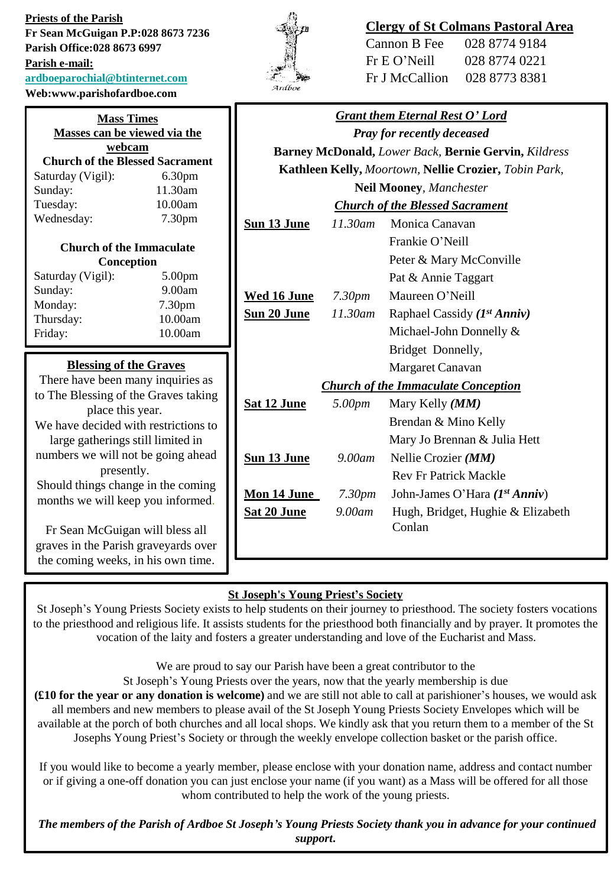**Priests of the Parish**
**Fr Sean McGuigan P.P:028 8673 7236**
**Parish Office:028 8673 6997**
**Parish e-mail:**
**ardboeparochial@btinternet.com**
**Web:www.parishofardboe.com**

Ardboe

**Clergy of St Colmans Pastoral Area**

| | |
|---|---|
| Cannon B Fee | 028 8774 9184 |
| Fr E O'Neill | 028 8774 0221 |
| Fr J McCallion | 028 8773 8381 |

**Mass Times**
**Masses can be viewed via the webcam**

**Church of the Blessed Sacrament**

| | |
|---|---|
| Saturday (Vigil): | 6.30pm |
| Sunday: | 11.30am |
| Tuesday: | 10.00am |
| Wednesday: | 7.30pm |

**Church of the Immaculate Conception**

| | |
|---|---|
| Saturday (Vigil): | 5.00pm |
| Sunday: | 9.00am |
| Monday: | 7.30pm |
| Thursday: | 10.00am |
| Friday: | 10.00am |

**Blessing of the Graves**

There have been many inquiries as to The Blessing of the Graves taking place this year.
We have decided with restrictions to large gatherings still limited in numbers we will not be going ahead presently.
Should things change in the coming months we will keep you informed.

Fr Sean McGuigan will bless all graves in the Parish graveyards over the coming weeks, in his own time.

***Grant them Eternal Rest O' Lord***

***Pray for recently deceased***

**Barney McDonald,** *Lower Back,* **Bernie Gervin,** *Kildress*
**Kathleen Kelly,** *Moortown,* **Nellie Crozier,** *Tobin Park,*
**Neil Mooney**, *Manchester*

***Church of the Blessed Sacrament***

| | | |
|---|---|---|
| **Sun 13 June** | *11.30am* | Monica Canavan |
| | | Frankie O'Neill |
| | | Peter & Mary McConville |
| | | Pat & Annie Taggart |
| **Wed 16 June** | *7.30pm* | Maureen O'Neill |
| **Sun 20 June** | *11.30am* | Raphael Cassidy ***(1st Anniv)*** |
| | | Michael-John Donnelly & Bridget Donnelly, |
| | | Margaret Canavan |

***Church of the Immaculate Conception***

| | | |
|---|---|---|
| **Sat 12 June** | *5.00pm* | Mary Kelly ***(MM)*** |
| | | Brendan & Mino Kelly |
| | | Mary Jo Brennan & Julia Hett |
| **Sun 13 June** | *9.00am* | Nellie Crozier ***(MM)*** |
| | | Rev Fr Patrick Mackle |
| **Mon 14 June** | *7.30pm* | John-James O'Hara ***(1st Anniv)*** |
| **Sat 20 June** | *9.00am* | Hugh, Bridget, Hughie & Elizabeth Conlan |

**St Joseph's Young Priest's Society**

St Joseph's Young Priests Society exists to help students on their journey to priesthood. The society fosters vocations to the priesthood and religious life. It assists students for the priesthood both financially and by prayer. It promotes the vocation of the laity and fosters a greater understanding and love of the Eucharist and Mass.

We are proud to say our Parish have been a great contributor to the St Joseph's Young Priests over the years, now that the yearly membership is due **(£10 for the year or any donation is welcome)** and we are still not able to call at parishioner's houses, we would ask all members and new members to please avail of the St Joseph Young Priests Society Envelopes which will be available at the porch of both churches and all local shops. We kindly ask that you return them to a member of the St Josephs Young Priest's Society or through the weekly envelope collection basket or the parish office.

If you would like to become a yearly member, please enclose with your donation name, address and contact number or if giving a one-off donation you can just enclose your name (if you want) as a Mass will be offered for all those whom contributed to help the work of the young priests.

***The members of the Parish of Ardboe St Joseph's Young Priests Society thank you in advance for your continued support.***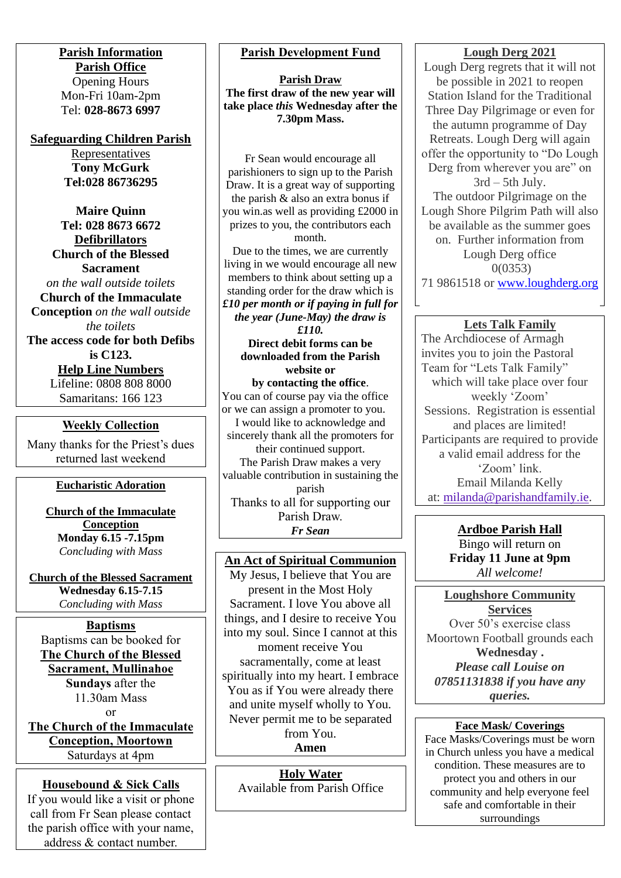## Parish Information

### Parish Office

Opening Hours
Mon-Fri 10am-2pm
Tel: **028-8673 6997**

### Safeguarding Children Parish

Representatives

**Tony McGurk**
**Tel:028 86736295**

**Maire Quinn**
**Tel: 028 8673 6672**

### Defibrillators

**Church of the Blessed Sacrament** *on the wall outside toilets*
**Church of the Immaculate Conception** *on the wall outside the toilets*
**The access code for both Defibs is C123.**

### Help Line Numbers

Lifeline: 0808 808 8000
Samaritans: 166 123

## Weekly Collection

Many thanks for the Priest's dues returned last weekend

## Eucharistic Adoration

**Church of the Immaculate Conception**
**Monday 6.15 -7.15pm**
*Concluding with Mass*

**Church of the Blessed Sacrament**
**Wednesday 6.15-7.15**
*Concluding with Mass*

## Baptisms

Baptisms can be booked for **The Church of the Blessed Sacrament, Mullinahoe** **Sundays** after the 11.30am Mass
or
**The Church of the Immaculate Conception, Moortown** Saturdays at 4pm

## Housebound & Sick Calls

If you would like a visit or phone call from Fr Sean please contact the parish office with your name, address & contact number.

## Parish Development Fund

### Parish Draw

**The first draw of the new year will take place *this* Wednesday after the 7.30pm Mass.**

Fr Sean would encourage all parishioners to sign up to the Parish Draw. It is a great way of supporting the parish & also an extra bonus if you win.as well as providing £2000 in prizes to you, the contributors each month.

Due to the times, we are currently living in we would encourage all new members to think about setting up a standing order for the draw which is ***£10 per month or if paying in full for the year (June-May) the draw is £110.***

**Direct debit forms can be downloaded from the Parish website or by contacting the office**.

You can of course pay via the office or we can assign a promoter to you.

I would like to acknowledge and sincerely thank all the promoters for their continued support.

The Parish Draw makes a very valuable contribution in sustaining the parish

Thanks to all for supporting our Parish Draw.

***Fr Sean***

## An Act of Spiritual Communion

My Jesus, I believe that You are present in the Most Holy Sacrament. I love You above all things, and I desire to receive You into my soul. Since I cannot at this moment receive You sacramentally, come at least spiritually into my heart. I embrace You as if You were already there and unite myself wholly to You. Never permit me to be separated from You.
**Amen**

## Holy Water

Available from Parish Office

## Lough Derg 2021

Lough Derg regrets that it will not be possible in 2021 to reopen Station Island for the Traditional Three Day Pilgrimage or even for the autumn programme of Day Retreats. Lough Derg will again offer the opportunity to "Do Lough Derg from wherever you are" on 3rd – 5th July.

The outdoor Pilgrimage on the Lough Shore Pilgrim Path will also be available as the summer goes on. Further information from Lough Derg office 0(0353) 71 9861518 or www.loughderg.org

## Lets Talk Family

The Archdiocese of Armagh invites you to join the Pastoral Team for "Lets Talk Family" which will take place over four weekly 'Zoom' Sessions. Registration is essential and places are limited! Participants are required to provide a valid email address for the 'Zoom' link.
Email Milanda Kelly at: milanda@parishandfamily.ie.

## Ardboe Parish Hall

Bingo will return on
**Friday 11 June at 9pm**
*All welcome!*

## Loughshore Community Services

Over 50's exercise class Moortown Football grounds each **Wednesday .**
***Please call Louise on 07851131838 if you have any queries.***

## Face Mask/ Coverings

Face Masks/Coverings must be worn in Church unless you have a medical condition. These measures are to protect you and others in our community and help everyone feel safe and comfortable in their surroundings